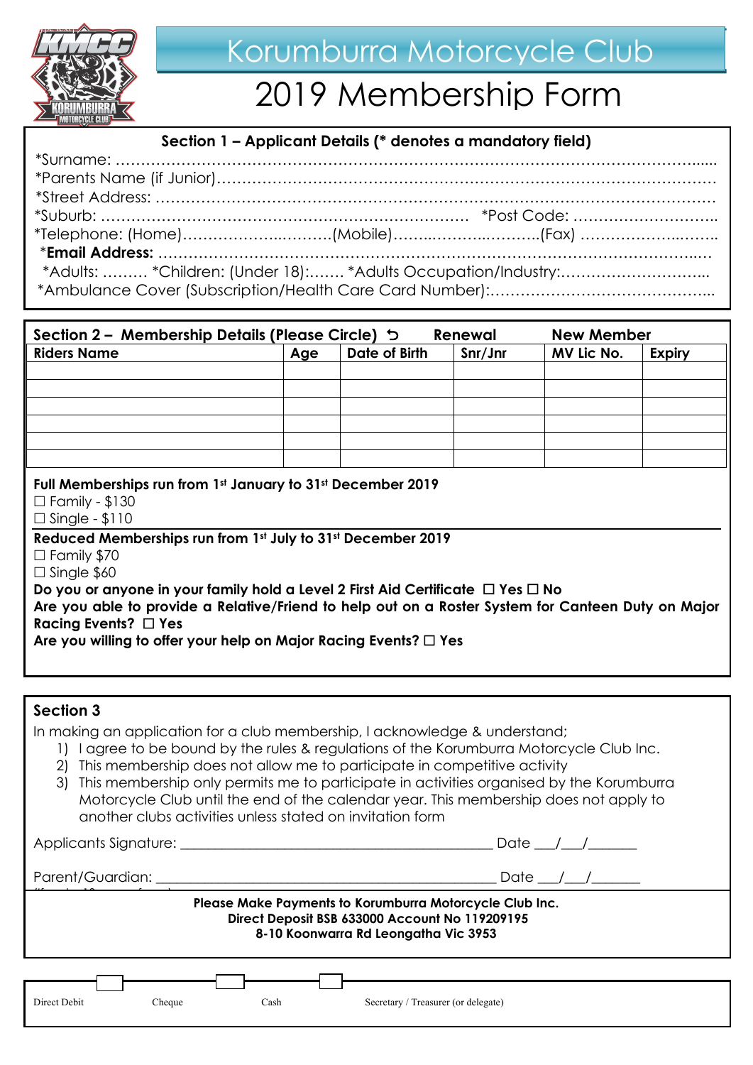# Korumburra Motorcycle Club

# 2019 Membership Form

## Section 1 – Applicant Details (* denotes a mandatory field)

*Surname: …………………………………………………………………………………………………….....
*Parents Name (if Junior)…………………………………………………………………………………
*Street Address: ………………………………………………………………………………………………
*Suburb: ……………………………………………………………… *Post Code: ………………………..
*Telephone: (Home)……………..……….(Mobile)……..……..……….(Fax) ………………..……..
***Email Address:** ………………………………………………………………………………………..…
*Adults: ……… *Children: (Under 18):……. *Adults Occupation/Industry:………………………...
*Ambulance Cover (Subscription/Health Care Card Number):……………………………………...

## Section 2 – Membership Details (Please Circle) ⮌ Renewal New Member

| Riders Name | Age | Date of Birth | Snr/Jnr | MV Lic No. | Expiry |
|---|---|---|---|---|---|
| | | | | | |
| | | | | | |
| | | | | | |
| | | | | | |
| | | | | | |
| | | | | | |

**Full Memberships run from 1st January to 31st December 2019**

☐ Family - $130
☐ Single - $110

**Reduced Memberships run from 1st July to 31st December 2019**

☐ Family $70
☐ Single $60

**Do you or anyone in your family hold a Level 2 First Aid Certificate ☐ Yes ☐ No**

**Are you able to provide a Relative/Friend to help out on a Roster System for Canteen Duty on Major Racing Events? ☐ Yes**

**Are you willing to offer your help on Major Racing Events? ☐ Yes**

## Section 3

In making an application for a club membership, I acknowledge & understand;

1) I agree to be bound by the rules & regulations of the Korumburra Motorcycle Club Inc.
2) This membership does not allow me to participate in competitive activity
3) This membership only permits me to participate in activities organised by the Korumburra Motorcycle Club until the end of the calendar year. This membership does not apply to another clubs activities unless stated on invitation form

Applicants Signature: ___________________________________________ Date ___/___/_______

Parent/Guardian: _______________________________________________ Date ___/___/_______

**Please Make Payments to Korumburra Motorcycle Club Inc.**
**Direct Deposit BSB 633000 Account No 119209195**
**8-10 Koonwarra Rd Leongatha Vic 3953**

Direct Debit ☐ Cheque ☐ Cash ☐ Secretary / Treasurer (or delegate)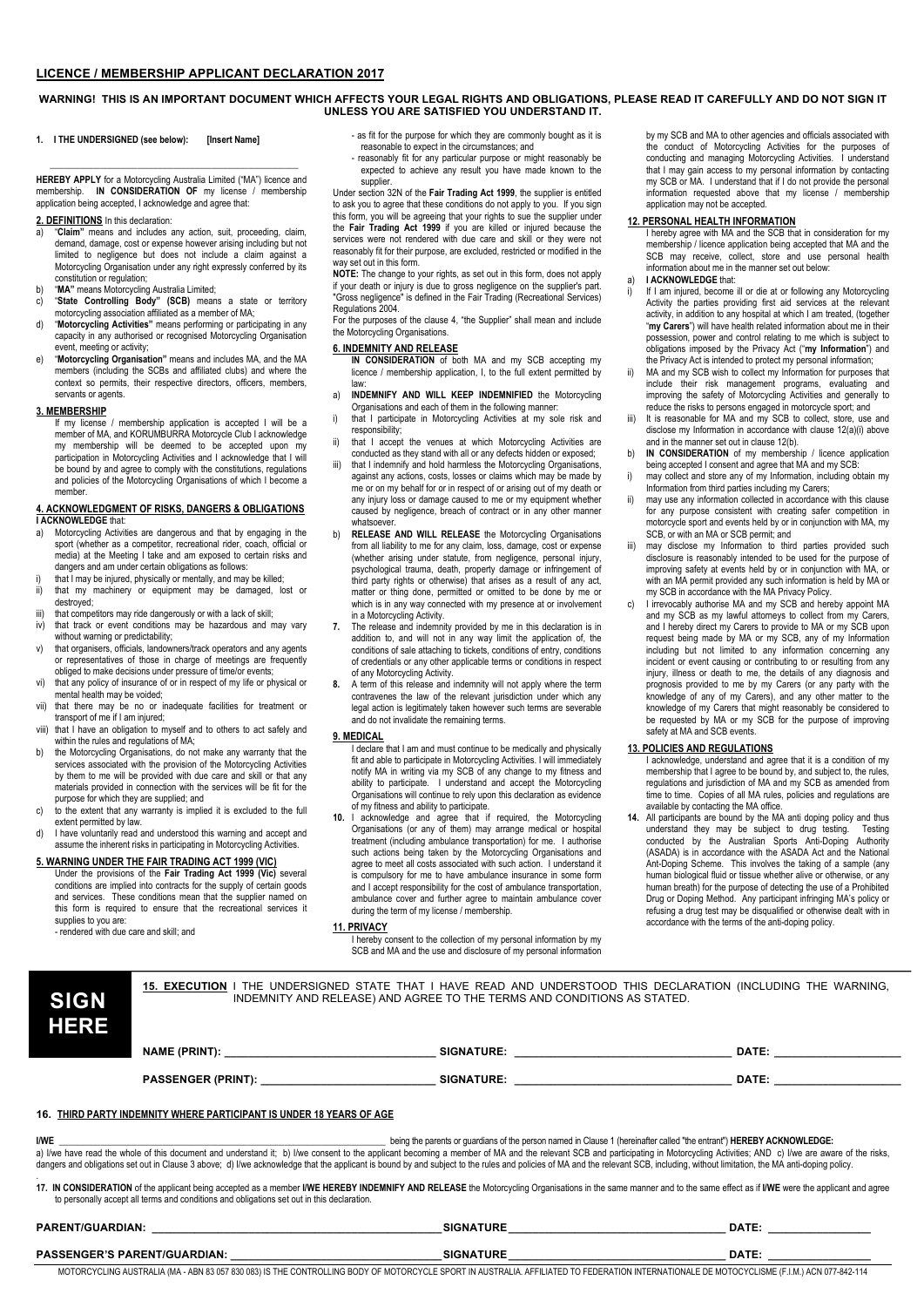## LICENCE / MEMBERSHIP APPLICANT DECLARATION 2017

**WARNING! THIS IS AN IMPORTANT DOCUMENT WHICH AFFECTS YOUR LEGAL RIGHTS AND OBLIGATIONS, PLEASE READ IT CAREFULLY AND DO NOT SIGN IT UNLESS YOU ARE SATISFIED YOU UNDERSTAND IT.**

**1. I THE UNDERSIGNED (see below): [Insert Name]**

\_\_\_\_\_\_\_\_\_\_\_\_\_\_\_\_\_\_\_\_\_\_\_\_\_\_\_\_\_\_\_\_\_\_\_\_\_\_\_\_\_\_\_\_

**HEREBY APPLY** for a Motorcycling Australia Limited ("MA") licence and membership. **IN CONSIDERATION OF** my license / membership application being accepted, I acknowledge and agree that:

**2. DEFINITIONS** In this declaration:

a) "**Claim**" means and includes any action, suit, proceeding, claim, demand, damage, cost or expense however arising including but not limited to negligence but does not include a claim against a Motorcycling Organisation under any right expressly conferred by its constitution or regulation;
b) "**MA**" means Motorcycling Australia Limited;
c) "**State Controlling Body" (SCB)** means a state or territory motorcycling association affiliated as a member of MA;
d) "**Motorcycling Activities**" means performing or participating in any capacity in any authorised or recognised Motorcycling Organisation event, meeting or activity;
e) "**Motorcycling Organisation**" means and includes MA, and the MA members (including the SCBs and affiliated clubs) and where the context so permits, their respective directors, officers, members, servants or agents.

**3. MEMBERSHIP**

If my license / membership application is accepted I will be a member of MA, and KORUMBURRA Motorcycle Club I acknowledge my membership will be deemed to be accepted upon my participation in Motorcycling Activities and I acknowledge that I will be bound by and agree to comply with the constitutions, regulations and policies of the Motorcycling Organisations of which I become a member.

**4. ACKNOWLEDGMENT OF RISKS, DANGERS & OBLIGATIONS**

**I ACKNOWLEDGE** that:

a) Motorcycling Activities are dangerous and that by engaging in the sport (whether as a competitor, recreational rider, coach, official or media) at the Meeting I take and am exposed to certain risks and dangers and am under certain obligations as follows:
   i) that I may be injured, physically or mentally, and may be killed;
   ii) that my machinery or equipment may be damaged, lost or destroyed;
   iii) that competitors may ride dangerously or with a lack of skill;
   iv) that track or event conditions may be hazardous and may vary without warning or predictability;
   v) that organisers, officials, landowners/track operators and any agents or representatives of those in charge of meetings are frequently obliged to make decisions under pressure of time/or events;
   vi) that any policy of insurance of or in respect of my life or physical or mental health may be voided;
   vii) that there may be no or inadequate facilities for treatment or transport of me if I am injured;
   viii) that I have an obligation to myself and to others to act safely and within the rules and regulations of MA;
b) the Motorcycling Organisations, do not make any warranty that the services associated with the provision of the Motorcycling Activities by them to me will be provided with due care and skill or that any materials provided in connection with the services will be fit for the purpose for which they are supplied; and
c) to the extent that any warranty is implied it is excluded to the full extent permitted by law.
d) I have voluntarily read and understood this warning and accept and assume the inherent risks in participating in Motorcycling Activities.

**5. WARNING UNDER THE FAIR TRADING ACT 1999 (VIC)**

Under the provisions of the **Fair Trading Act 1999 (Vic)** several conditions are implied into contracts for the supply of certain goods and services. These conditions mean that the supplier named on this form is required to ensure that the recreational services it supplies to you are:

- rendered with due care and skill; and
- as fit for the purpose for which they are commonly bought as it is reasonable to expect in the circumstances; and
- reasonably fit for any particular purpose or might reasonably be expected to achieve any result you have made known to the supplier.

Under section 32N of the **Fair Trading Act 1999**, the supplier is entitled to ask you to agree that these conditions do not apply to you. If you sign this form, you will be agreeing that your rights to sue the supplier under the **Fair Trading Act 1999** if you are killed or injured because the services were not rendered with due care and skill or they were not reasonably fit for their purpose, are excluded, restricted or modified in the way set out in this form.

**NOTE:** The change to your rights, as set out in this form, does not apply if your death or injury is due to gross negligence on the supplier's part. "Gross negligence" is defined in the Fair Trading (Recreational Services) Regulations 2004.

For the purposes of the clause 4, "the Supplier" shall mean and include the Motorcycling Organisations.

**6. INDEMNITY AND RELEASE**

**IN CONSIDERATION** of both MA and my SCB accepting my licence / membership application, I, to the full extent permitted by law:

a) **INDEMNIFY AND WILL KEEP INDEMNIFIED** the Motorcycling Organisations and each of them in the following manner:
   i) that I participate in Motorcycling Activities at my sole risk and responsibility;
   ii) that I accept the venues at which Motorcycling Activities are conducted as they stand with all or any defects hidden or exposed;
   iii) that I indemnify and hold harmless the Motorcycling Organisations, against any actions, costs, losses or claims which may be made by me or on my behalf for or in respect of or arising out of my death or any injury loss or damage caused to me or my equipment whether caused by negligence, breach of contract or in any other manner whatsoever.
b) **RELEASE AND WILL RELEASE** the Motorcycling Organisations from all liability to me for any claim, loss, damage, cost or expense (whether arising under statute, from negligence, personal injury, psychological trauma, death, property damage or infringement of third party rights or otherwise) that arises as a result of any act, matter or thing done, permitted or omitted to be done by me or which is in any way connected with my presence at or involvement in a Motorcycling Activity.

**7.** The release and indemnity provided by me in this declaration is in addition to, and will not in any way limit the application of, the conditions of sale attaching to tickets, conditions of entry, conditions of credentials or any other applicable terms or conditions in respect of any Motorcycling Activity.

**8.** A term of this release and indemnity will not apply where the term contravenes the law of the relevant jurisdiction under which any legal action is legitimately taken however such terms are severable and do not invalidate the remaining terms.

**9. MEDICAL**

I declare that I am and must continue to be medically and physically fit and able to participate in Motorcycling Activities. I will immediately notify MA in writing via my SCB of any change to my fitness and ability to participate. I understand and accept the Motorcycling Organisations will continue to rely upon this declaration as evidence of my fitness and ability to participate.

**10.** I acknowledge and agree that if required, the Motorcycling Organisations (or any of them) may arrange medical or hospital treatment (including ambulance transportation) for me. I authorise such actions being taken by the Motorcycling Organisations and agree to meet all costs associated with such action. I understand it is compulsory for me to have ambulance insurance in some form and I accept responsibility for the cost of ambulance transportation, ambulance cover and further agree to maintain ambulance cover during the term of my license / membership.

**11. PRIVACY**

I hereby consent to the collection of my personal information by my SCB and MA and the use and disclosure of my personal information by my SCB and MA to other agencies and officials associated with the conduct of Motorcycling Activities for the purposes of conducting and managing Motorcycling Activities. I understand that I may gain access to my personal information by contacting my SCB or MA. I understand that if I do not provide the personal information requested above that my license / membership application may not be accepted.

**12. PERSONAL HEALTH INFORMATION**

I hereby agree with MA and the SCB that in consideration for my membership / licence application being accepted that MA and the SCB may receive, collect, store and use personal health information about me in the manner set out below:

a) **I ACKNOWLEDGE** that:
   i) If I am injured, become ill or die at or following any Motorcycling Activity the parties providing first aid services at the relevant activity, in addition to any hospital at which I am treated, (together "**my Carers**") will have health related information about me in their possession, power and control relating to me which is subject to obligations imposed by the Privacy Act ("**my Information**") and the Privacy Act is intended to protect my personal information;
   ii) MA and my SCB wish to collect my Information for purposes that include their risk management programs, evaluating and improving the safety of Motorcycling Activities and generally to reduce the risks to persons engaged in motorcycle sport; and
   iii) It is reasonable for MA and my SCB to collect, store, use and disclose my Information in accordance with clause 12(a)(i) above and in the manner set out in clause 12(b).
b) **IN CONSIDERATION** of my membership / licence application being accepted I consent and agree that MA and my SCB:
   i) may collect and store any of my Information, including obtain my Information from third parties including my Carers;
   ii) may use any information collected in accordance with this clause for any purpose consistent with creating safer competition in motorcycle sport and events held by or in conjunction with MA, my SCB, or with an MA or SCB permit; and
   iii) may disclose my Information to third parties provided such disclosure is reasonably intended to be used for the purpose of improving safety at events held by or in conjunction with MA, or with an MA permit provided any such information is held by MA or my SCB in accordance with the MA Privacy Policy.
c) I irrevocably authorise MA and my SCB and hereby appoint MA and my SCB as my lawful attorneys to collect from my Carers, and I hereby direct my Carers to provide to MA or my SCB upon request being made by MA or my SCB, any of my Information including but not limited to any information concerning any incident or event causing or contributing to or resulting from any injury, illness or death to me, the details of any diagnosis and prognosis provided to me by my Carers (or any party with the knowledge of any of my Carers), and any other matter to the knowledge of my Carers that might reasonably be considered to be requested by MA or my SCB for the purpose of improving safety at MA and SCB events.

**13. POLICIES AND REGULATIONS**

I acknowledge, understand and agree that it is a condition of my membership that I agree to be bound by, and subject to, the rules, regulations and jurisdiction of MA and my SCB as amended from time to time. Copies of all MA rules, policies and regulations are available by contacting the MA office.

**14.** All participants are bound by the MA anti doping policy and thus understand they may be subject to drug testing. Testing conducted by the Australian Sports Anti-Doping Authority (ASADA) is in accordance with the ASADA Act and the National Ant-Doping Scheme. This involves the taking of a sample (any human biological fluid or tissue whether alive or otherwise, or any human breath) for the purpose of detecting the use of a Prohibited Drug or Doping Method. Any participant infringing MA's policy or refusing a drug test may be disqualified or otherwise dealt with in accordance with the terms of the anti-doping policy.

**SIGN HERE**

**15. EXECUTION** I THE UNDERSIGNED STATE THAT I HAVE READ AND UNDERSTOOD THIS DECLARATION (INCLUDING THE WARNING, INDEMNITY AND RELEASE) AND AGREE TO THE TERMS AND CONDITIONS AS STATED.

**NAME (PRINT):** \_\_\_\_\_\_\_\_\_\_\_\_\_\_\_\_\_\_\_\_ **SIGNATURE:** \_\_\_\_\_\_\_\_\_\_\_\_\_\_\_\_\_\_\_\_ **DATE:** \_\_\_\_\_\_\_\_\_\_\_\_

**PASSENGER (PRINT):** \_\_\_\_\_\_\_\_\_\_\_\_\_\_\_\_\_\_\_\_ **SIGNATURE:** \_\_\_\_\_\_\_\_\_\_\_\_\_\_\_\_\_\_\_\_ **DATE:** \_\_\_\_\_\_\_\_\_\_\_\_

**16. THIRD PARTY INDEMNITY WHERE PARTICIPANT IS UNDER 18 YEARS OF AGE**

**I/WE** \_\_\_\_\_\_\_\_\_\_\_\_\_\_\_\_\_\_\_\_\_\_\_\_\_\_\_\_\_\_\_\_\_\_\_\_\_\_\_\_ being the parents or guardians of the person named in Clause 1 (hereinafter called "the entrant") **HEREBY ACKNOWLEDGE:**

a) I/we have read the whole of this document and understand it; b) I/we consent to the applicant becoming a member of MA and the relevant SCB and participating in Motorcycling Activities; AND c) I/we are aware of the risks, dangers and obligations set out in Clause 3 above; d) I/we acknowledge that the applicant is bound by and subject to the rules and policies of MA and the relevant SCB, including, without limitation, the MA anti-doping policy.

**17. IN CONSIDERATION** of the applicant being accepted as a member **I/WE HEREBY INDEMNIFY AND RELEASE** the Motorcycling Organisations in the same manner and to the same effect as if **I/WE** were the applicant and agree to personally accept all terms and conditions and obligations set out in this declaration.

**PARENT/GUARDIAN:** \_\_\_\_\_\_\_\_\_\_\_\_\_\_\_\_\_\_\_\_ **SIGNATURE** \_\_\_\_\_\_\_\_\_\_\_\_\_\_\_\_\_\_\_\_ **DATE:** \_\_\_\_\_\_\_\_\_\_\_\_

**PASSENGER'S PARENT/GUARDIAN:** \_\_\_\_\_\_\_\_\_\_\_\_\_\_\_\_\_\_\_\_ **SIGNATURE** \_\_\_\_\_\_\_\_\_\_\_\_\_\_\_\_\_\_\_\_ **DATE:** \_\_\_\_\_\_\_\_\_\_\_\_

MOTORCYCLING AUSTRALIA (MA - ABN 83 057 830 083) IS THE CONTROLLING BODY OF MOTORCYCLE SPORT IN AUSTRALIA. AFFILIATED TO FEDERATION INTERNATIONALE DE MOTOCYCLISME (F.I.M.) ACN 077-842-114